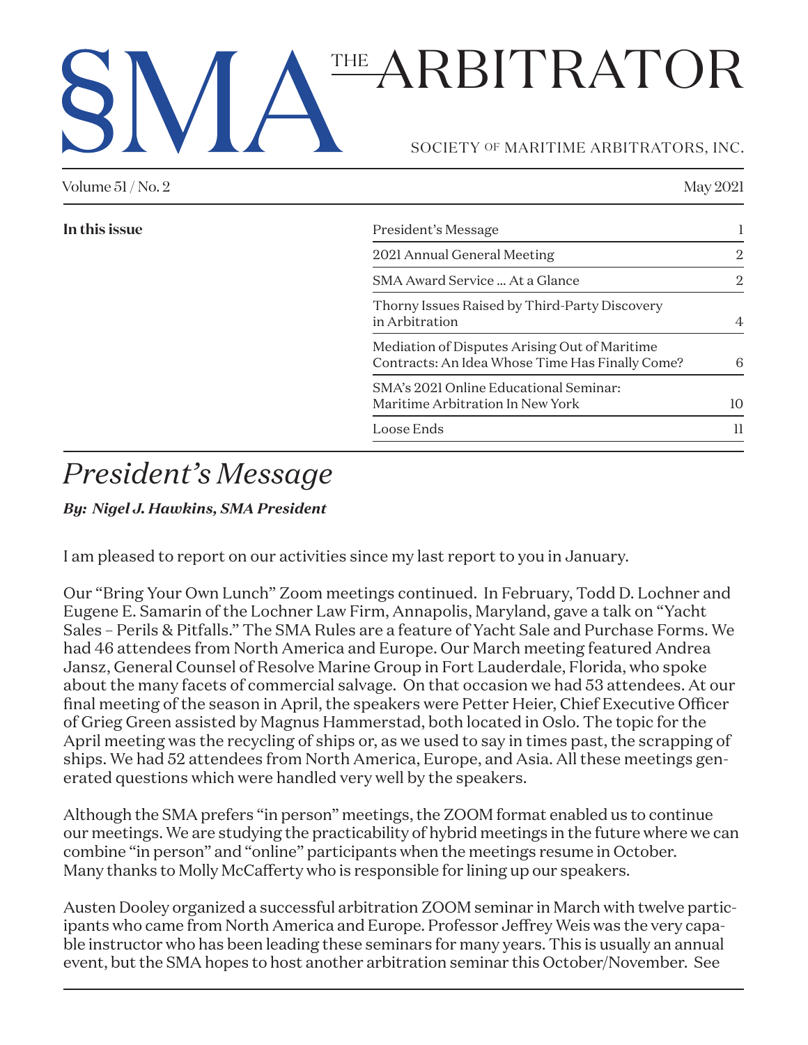# SMA THE ARBITRATOR

SOCIETY OF MARITIME ARBITRATORS, INC.

Volume 51 / No. 2 May 2021

**In this issue**

| | |
|---|---|
| President's Message | 1 |
| 2021 Annual General Meeting | 2 |
| SMA Award Service ... At a Glance | 2 |
| Thorny Issues Raised by Third-Party Discovery in Arbitration | 4 |
| Mediation of Disputes Arising Out of Maritime Contracts: An Idea Whose Time Has Finally Come? | 6 |
| SMA's 2021 Online Educational Seminar: Maritime Arbitration In New York | 10 |
| Loose Ends | 11 |

# *President's Message*

***By: Nigel J. Hawkins, SMA President***

I am pleased to report on our activities since my last report to you in January.

Our "Bring Your Own Lunch" Zoom meetings continued. In February, Todd D. Lochner and Eugene E. Samarin of the Lochner Law Firm, Annapolis, Maryland, gave a talk on "Yacht Sales – Perils & Pitfalls." The SMA Rules are a feature of Yacht Sale and Purchase Forms. We had 46 attendees from North America and Europe. Our March meeting featured Andrea Jansz, General Counsel of Resolve Marine Group in Fort Lauderdale, Florida, who spoke about the many facets of commercial salvage. On that occasion we had 53 attendees. At our final meeting of the season in April, the speakers were Petter Heier, Chief Executive Officer of Grieg Green assisted by Magnus Hammerstad, both located in Oslo. The topic for the April meeting was the recycling of ships or, as we used to say in times past, the scrapping of ships. We had 52 attendees from North America, Europe, and Asia. All these meetings generated questions which were handled very well by the speakers.

Although the SMA prefers "in person" meetings, the ZOOM format enabled us to continue our meetings. We are studying the practicability of hybrid meetings in the future where we can combine "in person" and "online" participants when the meetings resume in October. Many thanks to Molly McCafferty who is responsible for lining up our speakers.

Austen Dooley organized a successful arbitration ZOOM seminar in March with twelve participants who came from North America and Europe. Professor Jeffrey Weis was the very capable instructor who has been leading these seminars for many years. This is usually an annual event, but the SMA hopes to host another arbitration seminar this October/November. See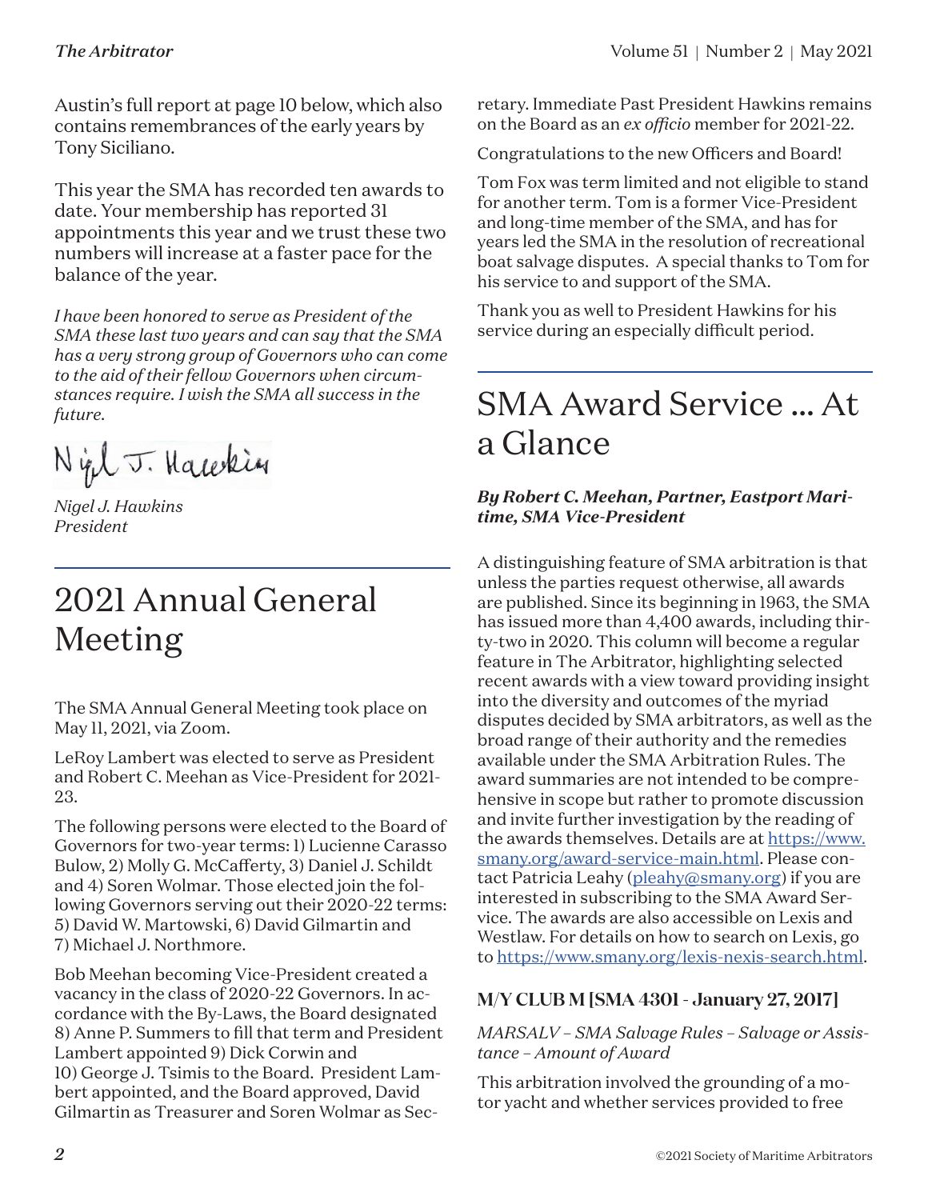Austin's full report at page 10 below, which also contains remembrances of the early years by Tony Siciliano.

This year the SMA has recorded ten awards to date. Your membership has reported 31 appointments this year and we trust these two numbers will increase at a faster pace for the balance of the year.

*I have been honored to serve as President of the SMA these last two years and can say that the SMA has a very strong group of Governors who can come to the aid of their fellow Governors when circumstances require. I wish the SMA all success in the future.*

Nigel J. Hawkins

*Nigel J. Hawkins*
*President*

# 2021 Annual General Meeting

The SMA Annual General Meeting took place on May 11, 2021, via Zoom.

LeRoy Lambert was elected to serve as President and Robert C. Meehan as Vice-President for 2021-23.

The following persons were elected to the Board of Governors for two-year terms: 1) Lucienne Carasso Bulow, 2) Molly G. McCafferty, 3) Daniel J. Schildt and 4) Soren Wolmar. Those elected join the following Governors serving out their 2020-22 terms: 5) David W. Martowski, 6) David Gilmartin and 7) Michael J. Northmore.

Bob Meehan becoming Vice-President created a vacancy in the class of 2020-22 Governors. In accordance with the By-Laws, the Board designated 8) Anne P. Summers to fill that term and President Lambert appointed 9) Dick Corwin and 10) George J. Tsimis to the Board. President Lambert appointed, and the Board approved, David Gilmartin as Treasurer and Soren Wolmar as Secretary. Immediate Past President Hawkins remains on the Board as an *ex officio* member for 2021-22.

Congratulations to the new Officers and Board!

Tom Fox was term limited and not eligible to stand for another term. Tom is a former Vice-President and long-time member of the SMA, and has for years led the SMA in the resolution of recreational boat salvage disputes. A special thanks to Tom for his service to and support of the SMA.

Thank you as well to President Hawkins for his service during an especially difficult period.

# SMA Award Service ... At a Glance

***By Robert C. Meehan, Partner, Eastport Maritime, SMA Vice-President***

A distinguishing feature of SMA arbitration is that unless the parties request otherwise, all awards are published. Since its beginning in 1963, the SMA has issued more than 4,400 awards, including thirty-two in 2020. This column will become a regular feature in The Arbitrator, highlighting selected recent awards with a view toward providing insight into the diversity and outcomes of the myriad disputes decided by SMA arbitrators, as well as the broad range of their authority and the remedies available under the SMA Arbitration Rules. The award summaries are not intended to be comprehensive in scope but rather to promote discussion and invite further investigation by the reading of the awards themselves. Details are at https://www.smany.org/award-service-main.html. Please contact Patricia Leahy (pleahy@smany.org) if you are interested in subscribing to the SMA Award Service. The awards are also accessible on Lexis and Westlaw. For details on how to search on Lexis, go to https://www.smany.org/lexis-nexis-search.html.

### M/Y CLUB M [SMA 4301 - January 27, 2017]

*MARSALV – SMA Salvage Rules – Salvage or Assistance – Amount of Award*

This arbitration involved the grounding of a motor yacht and whether services provided to free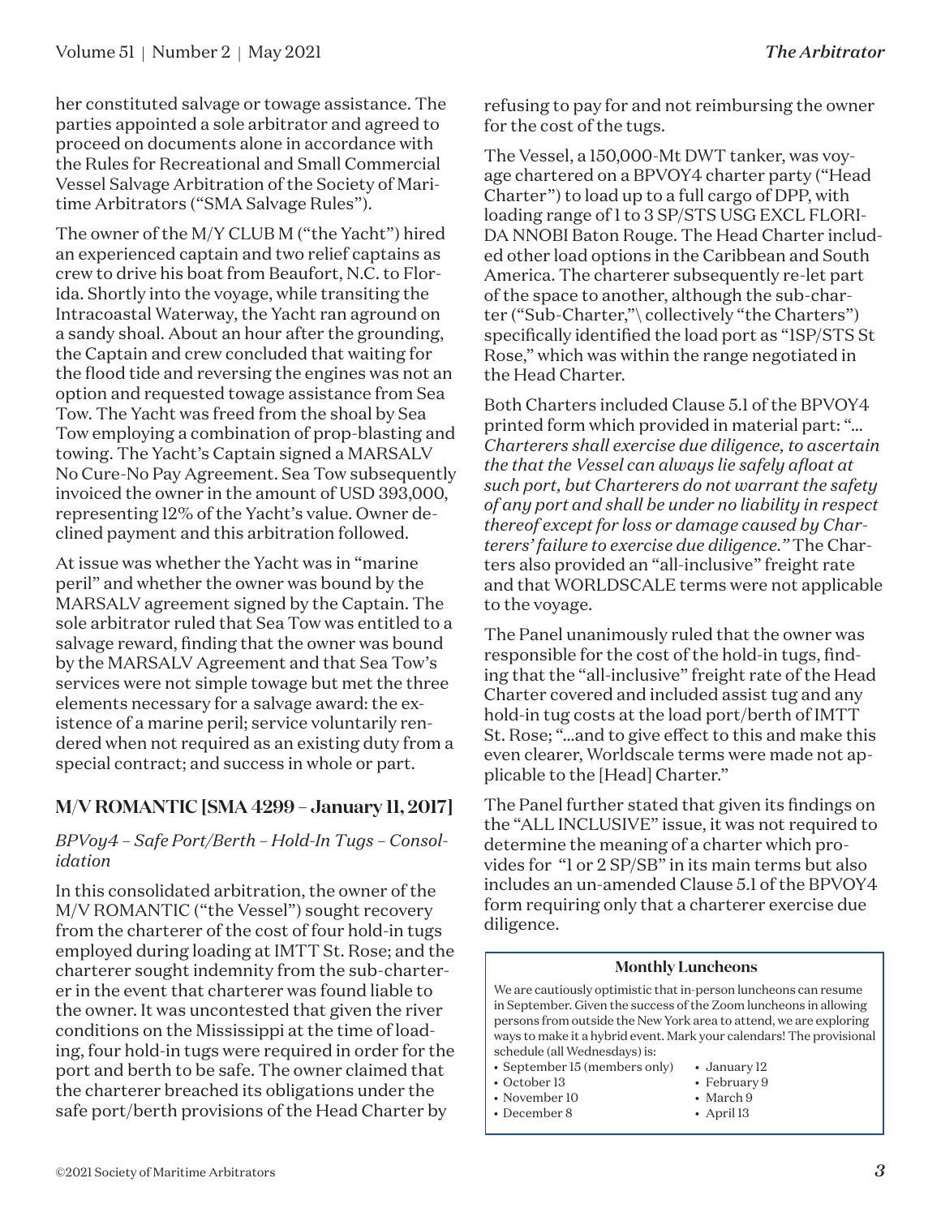her constituted salvage or towage assistance. The parties appointed a sole arbitrator and agreed to proceed on documents alone in accordance with the Rules for Recreational and Small Commercial Vessel Salvage Arbitration of the Society of Maritime Arbitrators ("SMA Salvage Rules").

The owner of the M/Y CLUB M ("the Yacht") hired an experienced captain and two relief captains as crew to drive his boat from Beaufort, N.C. to Florida. Shortly into the voyage, while transiting the Intracoastal Waterway, the Yacht ran aground on a sandy shoal. About an hour after the grounding, the Captain and crew concluded that waiting for the flood tide and reversing the engines was not an option and requested towage assistance from Sea Tow. The Yacht was freed from the shoal by Sea Tow employing a combination of prop-blasting and towing. The Yacht's Captain signed a MARSALV No Cure-No Pay Agreement. Sea Tow subsequently invoiced the owner in the amount of USD 393,000, representing 12% of the Yacht's value. Owner declined payment and this arbitration followed.

At issue was whether the Yacht was in "marine peril" and whether the owner was bound by the MARSALV agreement signed by the Captain. The sole arbitrator ruled that Sea Tow was entitled to a salvage reward, finding that the owner was bound by the MARSALV Agreement and that Sea Tow's services were not simple towage but met the three elements necessary for a salvage award: the existence of a marine peril; service voluntarily rendered when not required as an existing duty from a special contract; and success in whole or part.

## M/V ROMANTIC [SMA 4299 – January 11, 2017]

*BPVoy4 – Safe Port/Berth – Hold-In Tugs – Consolidation*

In this consolidated arbitration, the owner of the M/V ROMANTIC ("the Vessel") sought recovery from the charterer of the cost of four hold-in tugs employed during loading at IMTT St. Rose; and the charterer sought indemnity from the sub-charterer in the event that charterer was found liable to the owner. It was uncontested that given the river conditions on the Mississippi at the time of loading, four hold-in tugs were required in order for the port and berth to be safe. The owner claimed that the charterer breached its obligations under the safe port/berth provisions of the Head Charter by refusing to pay for and not reimbursing the owner for the cost of the tugs.

The Vessel, a 150,000-Mt DWT tanker, was voyage chartered on a BPVOY4 charter party ("Head Charter") to load up to a full cargo of DPP, with loading range of 1 to 3 SP/STS USG EXCL FLORIDA NNOBI Baton Rouge. The Head Charter included other load options in the Caribbean and South America. The charterer subsequently re-let part of the space to another, although the sub-charter ("Sub-Charter,"\ collectively "the Charters") specifically identified the load port as "1SP/STS St Rose," which was within the range negotiated in the Head Charter.

Both Charters included Clause 5.1 of the BPVOY4 printed form which provided in material part: "*... Charterers shall exercise due diligence, to ascertain the that the Vessel can always lie safely afloat at such port, but Charterers do not warrant the safety of any port and shall be under no liability in respect thereof except for loss or damage caused by Charterers' failure to exercise due diligence.*" The Charters also provided an "all-inclusive" freight rate and that WORLDSCALE terms were not applicable to the voyage.

The Panel unanimously ruled that the owner was responsible for the cost of the hold-in tugs, finding that the "all-inclusive" freight rate of the Head Charter covered and included assist tug and any hold-in tug costs at the load port/berth of IMTT St. Rose; "...and to give effect to this and make this even clearer, Worldscale terms were made not applicable to the [Head] Charter."

The Panel further stated that given its findings on the "ALL INCLUSIVE" issue, it was not required to determine the meaning of a charter which provides for "1 or 2 SP/SB" in its main terms but also includes an un-amended Clause 5.1 of the BPVOY4 form requiring only that a charterer exercise due diligence.

**Monthly Luncheons**

We are cautiously optimistic that in-person luncheons can resume in September. Given the success of the Zoom luncheons in allowing persons from outside the New York area to attend, we are exploring ways to make it a hybrid event. Mark your calendars! The provisional schedule (all Wednesdays) is:

- September 15 (members only)
- October 13
- November 10
- December 8
- January 12
- February 9
- March 9
- April 13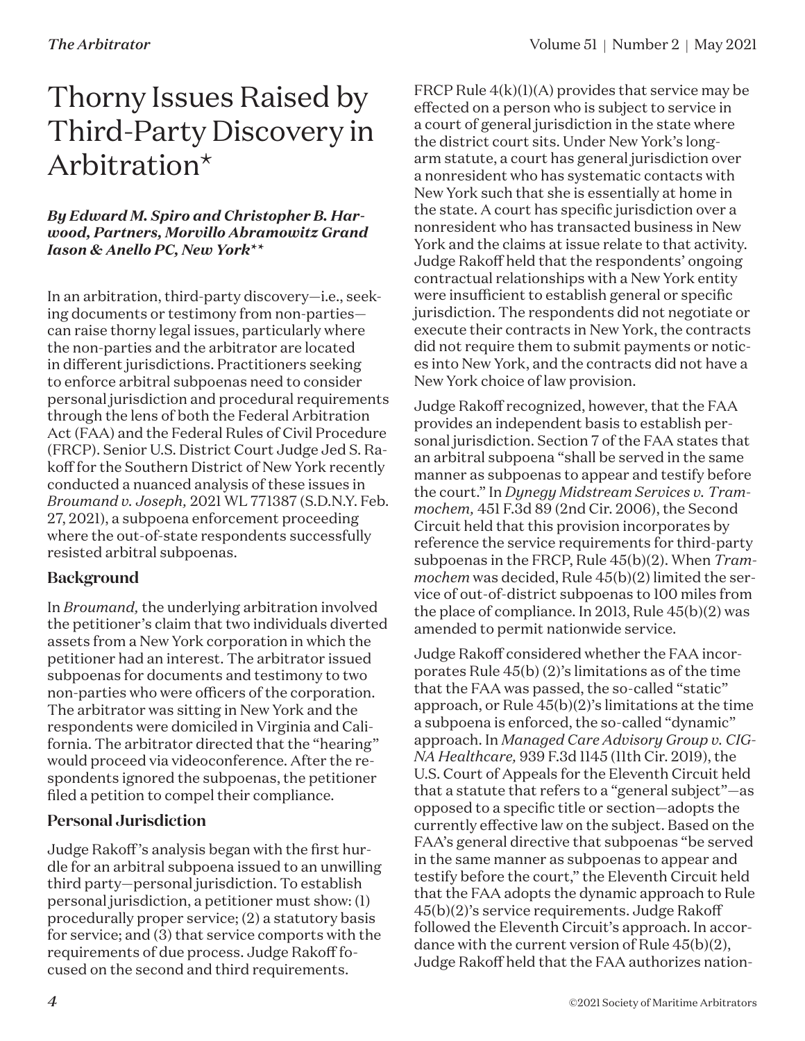# Thorny Issues Raised by Third-Party Discovery in Arbitration*

***By Edward M. Spiro and Christopher B. Harwood, Partners, Morvillo Abramowitz Grand Iason & Anello PC, New York****

In an arbitration, third-party discovery—i.e., seeking documents or testimony from non-parties—can raise thorny legal issues, particularly where the non-parties and the arbitrator are located in different jurisdictions. Practitioners seeking to enforce arbitral subpoenas need to consider personal jurisdiction and procedural requirements through the lens of both the Federal Arbitration Act (FAA) and the Federal Rules of Civil Procedure (FRCP). Senior U.S. District Court Judge Jed S. Rakoff for the Southern District of New York recently conducted a nuanced analysis of these issues in *Broumand v. Joseph,* 2021 WL 771387 (S.D.N.Y. Feb. 27, 2021), a subpoena enforcement proceeding where the out-of-state respondents successfully resisted arbitral subpoenas.

## Background

In *Broumand,* the underlying arbitration involved the petitioner's claim that two individuals diverted assets from a New York corporation in which the petitioner had an interest. The arbitrator issued subpoenas for documents and testimony to two non-parties who were officers of the corporation. The arbitrator was sitting in New York and the respondents were domiciled in Virginia and California. The arbitrator directed that the "hearing" would proceed via videoconference. After the respondents ignored the subpoenas, the petitioner filed a petition to compel their compliance.

## Personal Jurisdiction

Judge Rakoff's analysis began with the first hurdle for an arbitral subpoena issued to an unwilling third party—personal jurisdiction. To establish personal jurisdiction, a petitioner must show: (1) procedurally proper service; (2) a statutory basis for service; and (3) that service comports with the requirements of due process. Judge Rakoff focused on the second and third requirements.

FRCP Rule 4(k)(1)(A) provides that service may be effected on a person who is subject to service in a court of general jurisdiction in the state where the district court sits. Under New York's long-arm statute, a court has general jurisdiction over a nonresident who has systematic contacts with New York such that she is essentially at home in the state. A court has specific jurisdiction over a nonresident who has transacted business in New York and the claims at issue relate to that activity. Judge Rakoff held that the respondents' ongoing contractual relationships with a New York entity were insufficient to establish general or specific jurisdiction. The respondents did not negotiate or execute their contracts in New York, the contracts did not require them to submit payments or notices into New York, and the contracts did not have a New York choice of law provision.

Judge Rakoff recognized, however, that the FAA provides an independent basis to establish personal jurisdiction. Section 7 of the FAA states that an arbitral subpoena "shall be served in the same manner as subpoenas to appear and testify before the court." In *Dynegy Midstream Services v. Trammochem,* 451 F.3d 89 (2nd Cir. 2006), the Second Circuit held that this provision incorporates by reference the service requirements for third-party subpoenas in the FRCP, Rule 45(b)(2). When *Trammochem* was decided, Rule 45(b)(2) limited the service of out-of-district subpoenas to 100 miles from the place of compliance. In 2013, Rule 45(b)(2) was amended to permit nationwide service.

Judge Rakoff considered whether the FAA incorporates Rule 45(b) (2)'s limitations as of the time that the FAA was passed, the so-called "static" approach, or Rule 45(b)(2)'s limitations at the time a subpoena is enforced, the so-called "dynamic" approach. In *Managed Care Advisory Group v. CIGNA Healthcare,* 939 F.3d 1145 (11th Cir. 2019), the U.S. Court of Appeals for the Eleventh Circuit held that a statute that refers to a "general subject"—as opposed to a specific title or section—adopts the currently effective law on the subject. Based on the FAA's general directive that subpoenas "be served in the same manner as subpoenas to appear and testify before the court," the Eleventh Circuit held that the FAA adopts the dynamic approach to Rule 45(b)(2)'s service requirements. Judge Rakoff followed the Eleventh Circuit's approach. In accordance with the current version of Rule 45(b)(2), Judge Rakoff held that the FAA authorizes nation-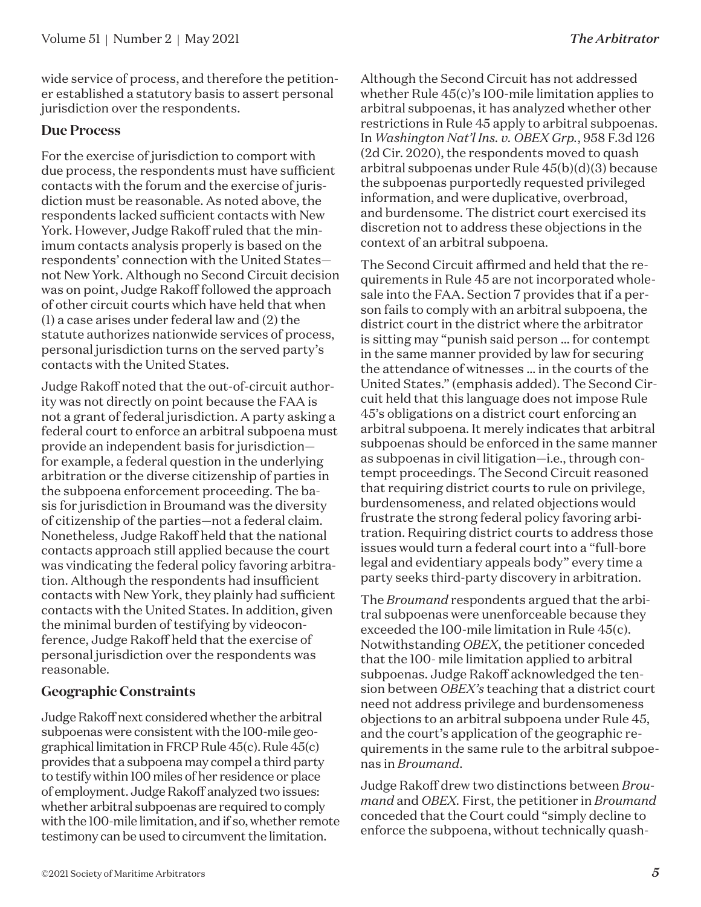wide service of process, and therefore the petitioner established a statutory basis to assert personal jurisdiction over the respondents.

### Due Process

For the exercise of jurisdiction to comport with due process, the respondents must have sufficient contacts with the forum and the exercise of jurisdiction must be reasonable. As noted above, the respondents lacked sufficient contacts with New York. However, Judge Rakoff ruled that the minimum contacts analysis properly is based on the respondents' connection with the United States—not New York. Although no Second Circuit decision was on point, Judge Rakoff followed the approach of other circuit courts which have held that when (1) a case arises under federal law and (2) the statute authorizes nationwide services of process, personal jurisdiction turns on the served party's contacts with the United States.

Judge Rakoff noted that the out-of-circuit authority was not directly on point because the FAA is not a grant of federal jurisdiction. A party asking a federal court to enforce an arbitral subpoena must provide an independent basis for jurisdiction—for example, a federal question in the underlying arbitration or the diverse citizenship of parties in the subpoena enforcement proceeding. The basis for jurisdiction in Broumand was the diversity of citizenship of the parties—not a federal claim. Nonetheless, Judge Rakoff held that the national contacts approach still applied because the court was vindicating the federal policy favoring arbitration. Although the respondents had insufficient contacts with New York, they plainly had sufficient contacts with the United States. In addition, given the minimal burden of testifying by videoconference, Judge Rakoff held that the exercise of personal jurisdiction over the respondents was reasonable.

### Geographic Constraints

Judge Rakoff next considered whether the arbitral subpoenas were consistent with the 100-mile geographical limitation in FRCP Rule 45(c). Rule 45(c) provides that a subpoena may compel a third party to testify within 100 miles of her residence or place of employment. Judge Rakoff analyzed two issues: whether arbitral subpoenas are required to comply with the 100-mile limitation, and if so, whether remote testimony can be used to circumvent the limitation.

Although the Second Circuit has not addressed whether Rule 45(c)'s 100-mile limitation applies to arbitral subpoenas, it has analyzed whether other restrictions in Rule 45 apply to arbitral subpoenas. In *Washington Nat'l Ins. v. OBEX Grp.*, 958 F.3d 126 (2d Cir. 2020), the respondents moved to quash arbitral subpoenas under Rule 45(b)(d)(3) because the subpoenas purportedly requested privileged information, and were duplicative, overbroad, and burdensome. The district court exercised its discretion not to address these objections in the context of an arbitral subpoena.

The Second Circuit affirmed and held that the requirements in Rule 45 are not incorporated wholesale into the FAA. Section 7 provides that if a person fails to comply with an arbitral subpoena, the district court in the district where the arbitrator is sitting may "punish said person ... for contempt in the same manner provided by law for securing the attendance of witnesses ... in the courts of the United States." (emphasis added). The Second Circuit held that this language does not impose Rule 45's obligations on a district court enforcing an arbitral subpoena. It merely indicates that arbitral subpoenas should be enforced in the same manner as subpoenas in civil litigation—i.e., through contempt proceedings. The Second Circuit reasoned that requiring district courts to rule on privilege, burdensomeness, and related objections would frustrate the strong federal policy favoring arbitration. Requiring district courts to address those issues would turn a federal court into a "full-bore legal and evidentiary appeals body" every time a party seeks third-party discovery in arbitration.

The *Broumand* respondents argued that the arbitral subpoenas were unenforceable because they exceeded the 100-mile limitation in Rule 45(c). Notwithstanding *OBEX*, the petitioner conceded that the 100- mile limitation applied to arbitral subpoenas. Judge Rakoff acknowledged the tension between *OBEX's* teaching that a district court need not address privilege and burdensomeness objections to an arbitral subpoena under Rule 45, and the court's application of the geographic requirements in the same rule to the arbitral subpoenas in *Broumand*.

Judge Rakoff drew two distinctions between *Broumand* and *OBEX*. First, the petitioner in *Broumand* conceded that the Court could "simply decline to enforce the subpoena, without technically quash-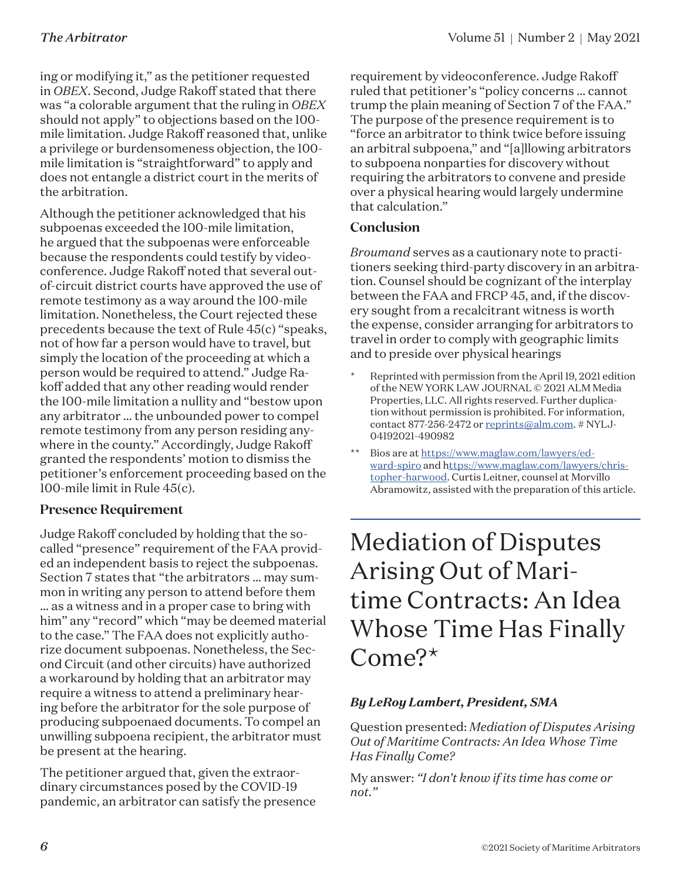ing or modifying it," as the petitioner requested in *OBEX*. Second, Judge Rakoff stated that there was "a colorable argument that the ruling in *OBEX* should not apply" to objections based on the 100-mile limitation. Judge Rakoff reasoned that, unlike a privilege or burdensomeness objection, the 100-mile limitation is "straightforward" to apply and does not entangle a district court in the merits of the arbitration.

Although the petitioner acknowledged that his subpoenas exceeded the 100-mile limitation, he argued that the subpoenas were enforceable because the respondents could testify by videoconference. Judge Rakoff noted that several out-of-circuit district courts have approved the use of remote testimony as a way around the 100-mile limitation. Nonetheless, the Court rejected these precedents because the text of Rule 45(c) "speaks, not of how far a person would have to travel, but simply the location of the proceeding at which a person would be required to attend." Judge Rakoff added that any other reading would render the 100-mile limitation a nullity and "bestow upon any arbitrator … the unbounded power to compel remote testimony from any person residing anywhere in the county." Accordingly, Judge Rakoff granted the respondents' motion to dismiss the petitioner's enforcement proceeding based on the 100-mile limit in Rule 45(c).

### Presence Requirement

Judge Rakoff concluded by holding that the so-called "presence" requirement of the FAA provided an independent basis to reject the subpoenas. Section 7 states that "the arbitrators … may summon in writing any person to attend before them … as a witness and in a proper case to bring with him" any "record" which "may be deemed material to the case." The FAA does not explicitly authorize document subpoenas. Nonetheless, the Second Circuit (and other circuits) have authorized a workaround by holding that an arbitrator may require a witness to attend a preliminary hearing before the arbitrator for the sole purpose of producing subpoenaed documents. To compel an unwilling subpoena recipient, the arbitrator must be present at the hearing.

The petitioner argued that, given the extraordinary circumstances posed by the COVID-19 pandemic, an arbitrator can satisfy the presence requirement by videoconference. Judge Rakoff ruled that petitioner's "policy concerns … cannot trump the plain meaning of Section 7 of the FAA." The purpose of the presence requirement is to "force an arbitrator to think twice before issuing an arbitral subpoena," and "[a]llowing arbitrators to subpoena nonparties for discovery without requiring the arbitrators to convene and preside over a physical hearing would largely undermine that calculation."

### Conclusion

*Broumand* serves as a cautionary note to practitioners seeking third-party discovery in an arbitration. Counsel should be cognizant of the interplay between the FAA and FRCP 45, and, if the discovery sought from a recalcitrant witness is worth the expense, consider arranging for arbitrators to travel in order to comply with geographic limits and to preside over physical hearings

\* Reprinted with permission from the April 19, 2021 edition of the NEW YORK LAW JOURNAL © 2021 ALM Media Properties, LLC. All rights reserved. Further duplication without permission is prohibited. For information, contact 877-256-2472 or reprints@alm.com. # NYLJ-04192021-490982

\*\* Bios are at https://www.maglaw.com/lawyers/edward-spiro and https://www.maglaw.com/lawyers/christopher-harwood. Curtis Leitner, counsel at Morvillo Abramowitz, assisted with the preparation of this article.

# Mediation of Disputes Arising Out of Maritime Contracts: An Idea Whose Time Has Finally Come?*

***By LeRoy Lambert, President, SMA***

Question presented: *Mediation of Disputes Arising Out of Maritime Contracts: An Idea Whose Time Has Finally Come?*

My answer: *"I don't know if its time has come or not."*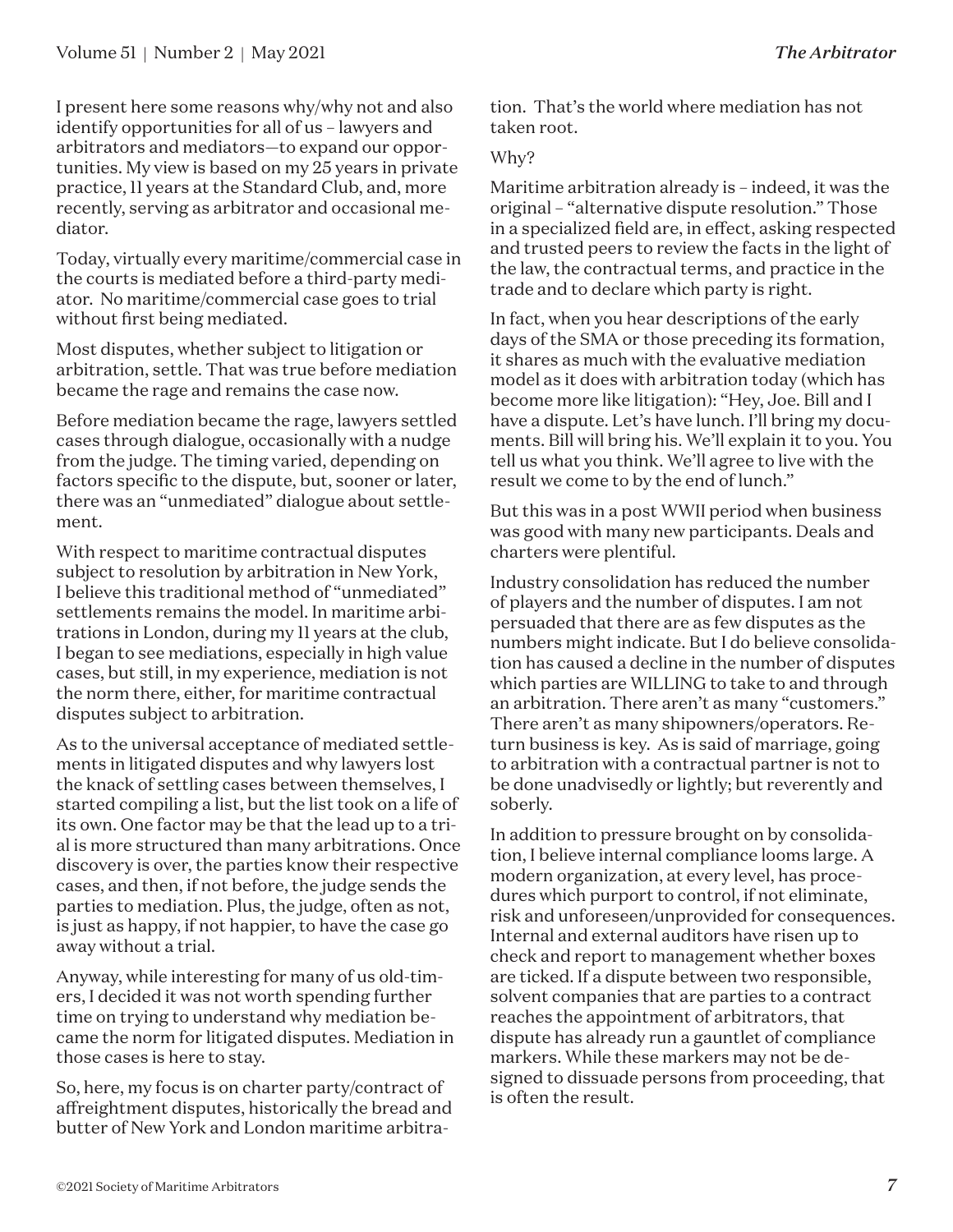I present here some reasons why/why not and also identify opportunities for all of us – lawyers and arbitrators and mediators—to expand our opportunities. My view is based on my 25 years in private practice, 11 years at the Standard Club, and, more recently, serving as arbitrator and occasional mediator.

Today, virtually every maritime/commercial case in the courts is mediated before a third-party mediator. No maritime/commercial case goes to trial without first being mediated.

Most disputes, whether subject to litigation or arbitration, settle. That was true before mediation became the rage and remains the case now.

Before mediation became the rage, lawyers settled cases through dialogue, occasionally with a nudge from the judge. The timing varied, depending on factors specific to the dispute, but, sooner or later, there was an "unmediated" dialogue about settlement.

With respect to maritime contractual disputes subject to resolution by arbitration in New York, I believe this traditional method of "unmediated" settlements remains the model. In maritime arbitrations in London, during my 11 years at the club, I began to see mediations, especially in high value cases, but still, in my experience, mediation is not the norm there, either, for maritime contractual disputes subject to arbitration.

As to the universal acceptance of mediated settlements in litigated disputes and why lawyers lost the knack of settling cases between themselves, I started compiling a list, but the list took on a life of its own. One factor may be that the lead up to a trial is more structured than many arbitrations. Once discovery is over, the parties know their respective cases, and then, if not before, the judge sends the parties to mediation. Plus, the judge, often as not, is just as happy, if not happier, to have the case go away without a trial.

Anyway, while interesting for many of us old-timers, I decided it was not worth spending further time on trying to understand why mediation became the norm for litigated disputes. Mediation in those cases is here to stay.

So, here, my focus is on charter party/contract of affreightment disputes, historically the bread and butter of New York and London maritime arbitration. That's the world where mediation has not taken root.

Why?

Maritime arbitration already is – indeed, it was the original – "alternative dispute resolution." Those in a specialized field are, in effect, asking respected and trusted peers to review the facts in the light of the law, the contractual terms, and practice in the trade and to declare which party is right.

In fact, when you hear descriptions of the early days of the SMA or those preceding its formation, it shares as much with the evaluative mediation model as it does with arbitration today (which has become more like litigation): "Hey, Joe. Bill and I have a dispute. Let's have lunch. I'll bring my documents. Bill will bring his. We'll explain it to you. You tell us what you think. We'll agree to live with the result we come to by the end of lunch."

But this was in a post WWII period when business was good with many new participants. Deals and charters were plentiful.

Industry consolidation has reduced the number of players and the number of disputes. I am not persuaded that there are as few disputes as the numbers might indicate. But I do believe consolidation has caused a decline in the number of disputes which parties are WILLING to take to and through an arbitration. There aren't as many "customers." There aren't as many shipowners/operators. Return business is key. As is said of marriage, going to arbitration with a contractual partner is not to be done unadvisedly or lightly; but reverently and soberly.

In addition to pressure brought on by consolidation, I believe internal compliance looms large. A modern organization, at every level, has procedures which purport to control, if not eliminate, risk and unforeseen/unprovided for consequences. Internal and external auditors have risen up to check and report to management whether boxes are ticked. If a dispute between two responsible, solvent companies that are parties to a contract reaches the appointment of arbitrators, that dispute has already run a gauntlet of compliance markers. While these markers may not be designed to dissuade persons from proceeding, that is often the result.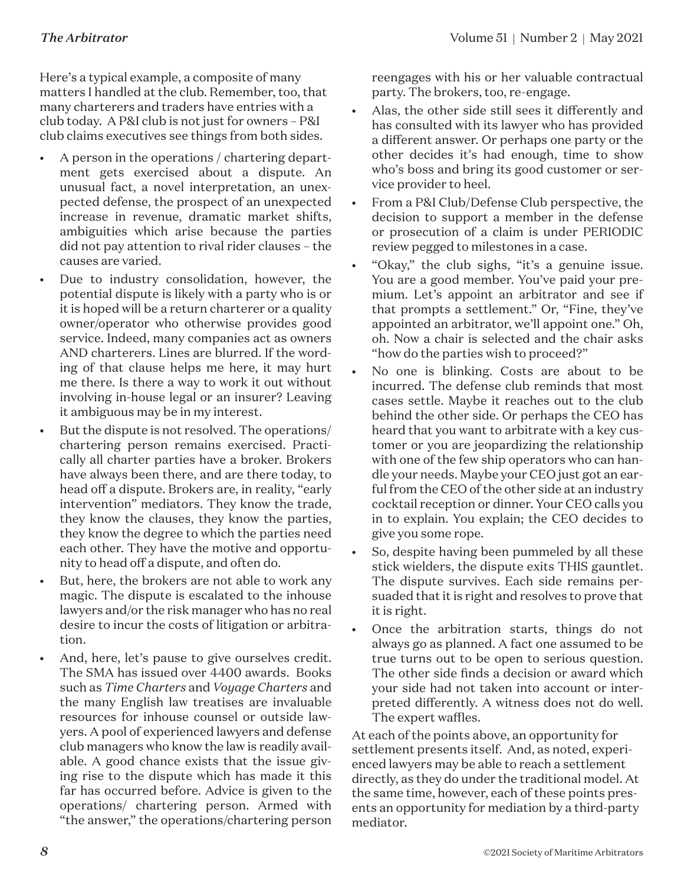Here's a typical example, a composite of many matters I handled at the club. Remember, too, that many charterers and traders have entries with a club today. A P&I club is not just for owners – P&I club claims executives see things from both sides.

- A person in the operations / chartering department gets exercised about a dispute. An unusual fact, a novel interpretation, an unexpected defense, the prospect of an unexpected increase in revenue, dramatic market shifts, ambiguities which arise because the parties did not pay attention to rival rider clauses – the causes are varied.
- Due to industry consolidation, however, the potential dispute is likely with a party who is or it is hoped will be a return charterer or a quality owner/operator who otherwise provides good service. Indeed, many companies act as owners AND charterers. Lines are blurred. If the wording of that clause helps me here, it may hurt me there. Is there a way to work it out without involving in-house legal or an insurer? Leaving it ambiguous may be in my interest.
- But the dispute is not resolved. The operations/ chartering person remains exercised. Practically all charter parties have a broker. Brokers have always been there, and are there today, to head off a dispute. Brokers are, in reality, "early intervention" mediators. They know the trade, they know the clauses, they know the parties, they know the degree to which the parties need each other. They have the motive and opportunity to head off a dispute, and often do.
- But, here, the brokers are not able to work any magic. The dispute is escalated to the inhouse lawyers and/or the risk manager who has no real desire to incur the costs of litigation or arbitration.
- And, here, let's pause to give ourselves credit. The SMA has issued over 4400 awards. Books such as *Time Charters* and *Voyage Charters* and the many English law treatises are invaluable resources for inhouse counsel or outside lawyers. A pool of experienced lawyers and defense club managers who know the law is readily available. A good chance exists that the issue giving rise to the dispute which has made it this far has occurred before. Advice is given to the operations/ chartering person. Armed with "the answer," the operations/chartering person reengages with his or her valuable contractual party. The brokers, too, re-engage.
- Alas, the other side still sees it differently and has consulted with its lawyer who has provided a different answer. Or perhaps one party or the other decides it's had enough, time to show who's boss and bring its good customer or service provider to heel.
- From a P&I Club/Defense Club perspective, the decision to support a member in the defense or prosecution of a claim is under PERIODIC review pegged to milestones in a case.
- "Okay," the club sighs, "it's a genuine issue. You are a good member. You've paid your premium. Let's appoint an arbitrator and see if that prompts a settlement." Or, "Fine, they've appointed an arbitrator, we'll appoint one." Oh, oh. Now a chair is selected and the chair asks "how do the parties wish to proceed?"
- No one is blinking. Costs are about to be incurred. The defense club reminds that most cases settle. Maybe it reaches out to the club behind the other side. Or perhaps the CEO has heard that you want to arbitrate with a key customer or you are jeopardizing the relationship with one of the few ship operators who can handle your needs. Maybe your CEO just got an earful from the CEO of the other side at an industry cocktail reception or dinner. Your CEO calls you in to explain. You explain; the CEO decides to give you some rope.
- So, despite having been pummeled by all these stick wielders, the dispute exits THIS gauntlet. The dispute survives. Each side remains persuaded that it is right and resolves to prove that it is right.
- Once the arbitration starts, things do not always go as planned. A fact one assumed to be true turns out to be open to serious question. The other side finds a decision or award which your side had not taken into account or interpreted differently. A witness does not do well. The expert waffles.

At each of the points above, an opportunity for settlement presents itself. And, as noted, experienced lawyers may be able to reach a settlement directly, as they do under the traditional model. At the same time, however, each of these points presents an opportunity for mediation by a third-party mediator.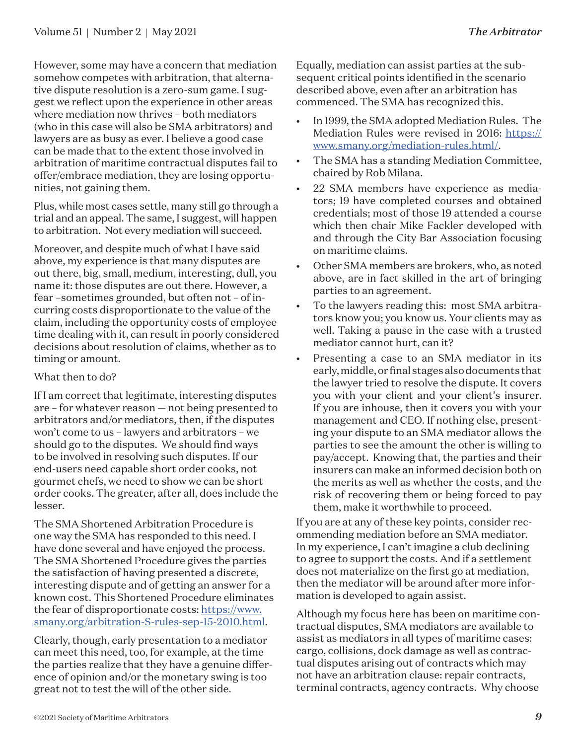However, some may have a concern that mediation somehow competes with arbitration, that alternative dispute resolution is a zero-sum game. I suggest we reflect upon the experience in other areas where mediation now thrives – both mediators (who in this case will also be SMA arbitrators) and lawyers are as busy as ever. I believe a good case can be made that to the extent those involved in arbitration of maritime contractual disputes fail to offer/embrace mediation, they are losing opportunities, not gaining them.

Plus, while most cases settle, many still go through a trial and an appeal. The same, I suggest, will happen to arbitration. Not every mediation will succeed.

Moreover, and despite much of what I have said above, my experience is that many disputes are out there, big, small, medium, interesting, dull, you name it: those disputes are out there. However, a fear –sometimes grounded, but often not – of incurring costs disproportionate to the value of the claim, including the opportunity costs of employee time dealing with it, can result in poorly considered decisions about resolution of claims, whether as to timing or amount.

What then to do?

If I am correct that legitimate, interesting disputes are – for whatever reason — not being presented to arbitrators and/or mediators, then, if the disputes won't come to us – lawyers and arbitrators – we should go to the disputes. We should find ways to be involved in resolving such disputes. If our end-users need capable short order cooks, not gourmet chefs, we need to show we can be short order cooks. The greater, after all, does include the lesser.

The SMA Shortened Arbitration Procedure is one way the SMA has responded to this need. I have done several and have enjoyed the process. The SMA Shortened Procedure gives the parties the satisfaction of having presented a discrete, interesting dispute and of getting an answer for a known cost. This Shortened Procedure eliminates the fear of disproportionate costs: https://www.smany.org/arbitration-S-rules-sep-15-2010.html.

Clearly, though, early presentation to a mediator can meet this need, too, for example, at the time the parties realize that they have a genuine difference of opinion and/or the monetary swing is too great not to test the will of the other side.

Equally, mediation can assist parties at the subsequent critical points identified in the scenario described above, even after an arbitration has commenced. The SMA has recognized this.

- In 1999, the SMA adopted Mediation Rules. The Mediation Rules were revised in 2016: https://www.smany.org/mediation-rules.html/.
- The SMA has a standing Mediation Committee, chaired by Rob Milana.
- 22 SMA members have experience as mediators; 19 have completed courses and obtained credentials; most of those 19 attended a course which then chair Mike Fackler developed with and through the City Bar Association focusing on maritime claims.
- Other SMA members are brokers, who, as noted above, are in fact skilled in the art of bringing parties to an agreement.
- To the lawyers reading this: most SMA arbitrators know you; you know us. Your clients may as well. Taking a pause in the case with a trusted mediator cannot hurt, can it?
- Presenting a case to an SMA mediator in its early, middle, or final stages also documents that the lawyer tried to resolve the dispute. It covers you with your client and your client's insurer. If you are inhouse, then it covers you with your management and CEO. If nothing else, presenting your dispute to an SMA mediator allows the parties to see the amount the other is willing to pay/accept. Knowing that, the parties and their insurers can make an informed decision both on the merits as well as whether the costs, and the risk of recovering them or being forced to pay them, make it worthwhile to proceed.

If you are at any of these key points, consider recommending mediation before an SMA mediator. In my experience, I can't imagine a club declining to agree to support the costs. And if a settlement does not materialize on the first go at mediation, then the mediator will be around after more information is developed to again assist.

Although my focus here has been on maritime contractual disputes, SMA mediators are available to assist as mediators in all types of maritime cases: cargo, collisions, dock damage as well as contractual disputes arising out of contracts which may not have an arbitration clause: repair contracts, terminal contracts, agency contracts. Why choose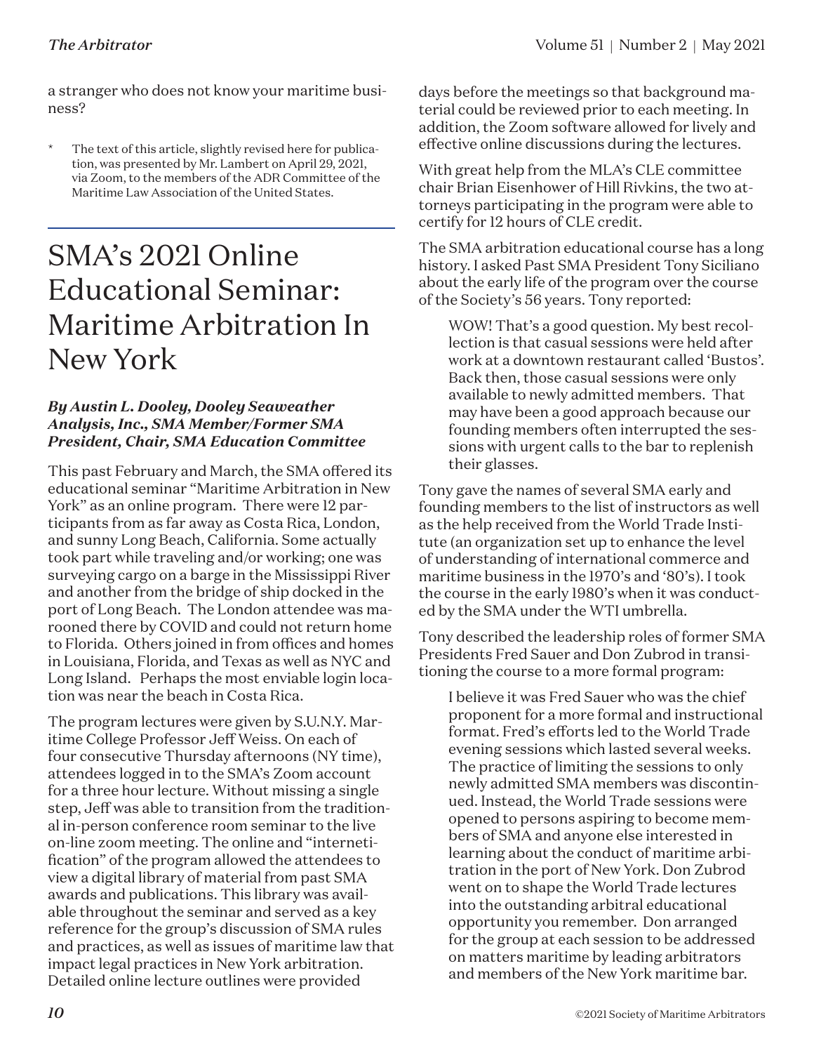a stranger who does not know your maritime business?

\* The text of this article, slightly revised here for publication, was presented by Mr. Lambert on April 29, 2021, via Zoom, to the members of the ADR Committee of the Maritime Law Association of the United States.

# SMA's 2021 Online Educational Seminar: Maritime Arbitration In New York

***By Austin L. Dooley, Dooley Seaweather Analysis, Inc., SMA Member/Former SMA President, Chair, SMA Education Committee***

This past February and March, the SMA offered its educational seminar "Maritime Arbitration in New York" as an online program. There were 12 participants from as far away as Costa Rica, London, and sunny Long Beach, California. Some actually took part while traveling and/or working; one was surveying cargo on a barge in the Mississippi River and another from the bridge of ship docked in the port of Long Beach. The London attendee was marooned there by COVID and could not return home to Florida. Others joined in from offices and homes in Louisiana, Florida, and Texas as well as NYC and Long Island. Perhaps the most enviable login location was near the beach in Costa Rica.

The program lectures were given by S.U.N.Y. Maritime College Professor Jeff Weiss. On each of four consecutive Thursday afternoons (NY time), attendees logged in to the SMA's Zoom account for a three hour lecture. Without missing a single step, Jeff was able to transition from the traditional in-person conference room seminar to the live on-line zoom meeting. The online and "internetification" of the program allowed the attendees to view a digital library of material from past SMA awards and publications. This library was available throughout the seminar and served as a key reference for the group's discussion of SMA rules and practices, as well as issues of maritime law that impact legal practices in New York arbitration. Detailed online lecture outlines were provided days before the meetings so that background material could be reviewed prior to each meeting. In addition, the Zoom software allowed for lively and effective online discussions during the lectures.

With great help from the MLA's CLE committee chair Brian Eisenhower of Hill Rivkins, the two attorneys participating in the program were able to certify for 12 hours of CLE credit.

The SMA arbitration educational course has a long history. I asked Past SMA President Tony Siciliano about the early life of the program over the course of the Society's 56 years. Tony reported:

> WOW! That's a good question. My best recollection is that casual sessions were held after work at a downtown restaurant called 'Bustos'. Back then, those casual sessions were only available to newly admitted members. That may have been a good approach because our founding members often interrupted the sessions with urgent calls to the bar to replenish their glasses.

Tony gave the names of several SMA early and founding members to the list of instructors as well as the help received from the World Trade Institute (an organization set up to enhance the level of understanding of international commerce and maritime business in the 1970's and '80's). I took the course in the early 1980's when it was conducted by the SMA under the WTI umbrella.

Tony described the leadership roles of former SMA Presidents Fred Sauer and Don Zubrod in transitioning the course to a more formal program:

> I believe it was Fred Sauer who was the chief proponent for a more formal and instructional format. Fred's efforts led to the World Trade evening sessions which lasted several weeks. The practice of limiting the sessions to only newly admitted SMA members was discontinued. Instead, the World Trade sessions were opened to persons aspiring to become members of SMA and anyone else interested in learning about the conduct of maritime arbitration in the port of New York. Don Zubrod went on to shape the World Trade lectures into the outstanding arbitral educational opportunity you remember. Don arranged for the group at each session to be addressed on matters maritime by leading arbitrators and members of the New York maritime bar.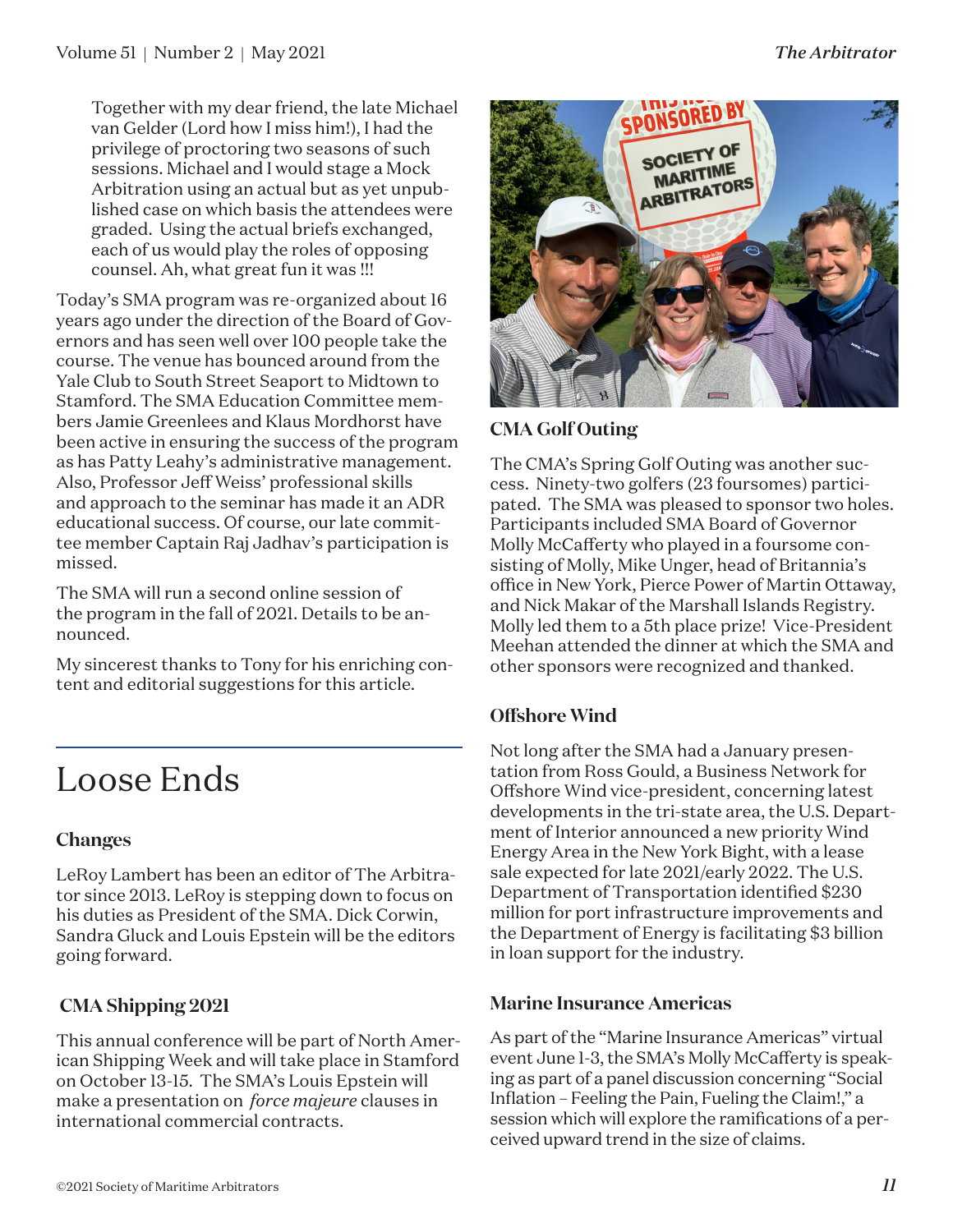> Together with my dear friend, the late Michael van Gelder (Lord how I miss him!), I had the privilege of proctoring two seasons of such sessions. Michael and I would stage a Mock Arbitration using an actual but as yet unpublished case on which basis the attendees were graded. Using the actual briefs exchanged, each of us would play the roles of opposing counsel. Ah, what great fun it was !!!

Today's SMA program was re-organized about 16 years ago under the direction of the Board of Governors and has seen well over 100 people take the course. The venue has bounced around from the Yale Club to South Street Seaport to Midtown to Stamford. The SMA Education Committee members Jamie Greenlees and Klaus Mordhorst have been active in ensuring the success of the program as has Patty Leahy's administrative management. Also, Professor Jeff Weiss' professional skills and approach to the seminar has made it an ADR educational success. Of course, our late committee member Captain Raj Jadhav's participation is missed.

The SMA will run a second online session of the program in the fall of 2021. Details to be announced.

My sincerest thanks to Tony for his enriching content and editorial suggestions for this article.

# Loose Ends

### Changes

LeRoy Lambert has been an editor of The Arbitrator since 2013. LeRoy is stepping down to focus on his duties as President of the SMA. Dick Corwin, Sandra Gluck and Louis Epstein will be the editors going forward.

### CMA Shipping 2021

This annual conference will be part of North American Shipping Week and will take place in Stamford on October 13-15. The SMA's Louis Epstein will make a presentation on *force majeure* clauses in international commercial contracts.

### CMA Golf Outing

The CMA's Spring Golf Outing was another success. Ninety-two golfers (23 foursomes) participated. The SMA was pleased to sponsor two holes. Participants included SMA Board of Governor Molly McCafferty who played in a foursome consisting of Molly, Mike Unger, head of Britannia's office in New York, Pierce Power of Martin Ottaway, and Nick Makar of the Marshall Islands Registry. Molly led them to a 5th place prize! Vice-President Meehan attended the dinner at which the SMA and other sponsors were recognized and thanked.

### Offshore Wind

Not long after the SMA had a January presentation from Ross Gould, a Business Network for Offshore Wind vice-president, concerning latest developments in the tri-state area, the U.S. Department of Interior announced a new priority Wind Energy Area in the New York Bight, with a lease sale expected for late 2021/early 2022. The U.S. Department of Transportation identified $230 million for port infrastructure improvements and the Department of Energy is facilitating $3 billion in loan support for the industry.

### Marine Insurance Americas

As part of the "Marine Insurance Americas" virtual event June 1-3, the SMA's Molly McCafferty is speaking as part of a panel discussion concerning "Social Inflation – Feeling the Pain, Fueling the Claim!," a session which will explore the ramifications of a perceived upward trend in the size of claims.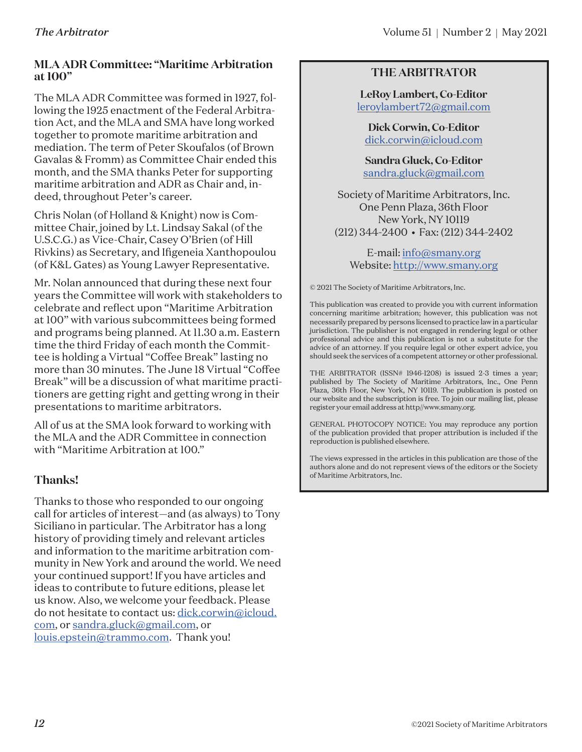## MLA ADR Committee: "Maritime Arbitration at 100"

The MLA ADR Committee was formed in 1927, following the 1925 enactment of the Federal Arbitration Act, and the MLA and SMA have long worked together to promote maritime arbitration and mediation. The term of Peter Skoufalos (of Brown Gavalas & Fromm) as Committee Chair ended this month, and the SMA thanks Peter for supporting maritime arbitration and ADR as Chair and, indeed, throughout Peter's career.

Chris Nolan (of Holland & Knight) now is Committee Chair, joined by Lt. Lindsay Sakal (of the U.S.C.G.) as Vice-Chair, Casey O'Brien (of Hill Rivkins) as Secretary, and Ifigeneia Xanthopoulou (of K&L Gates) as Young Lawyer Representative.

Mr. Nolan announced that during these next four years the Committee will work with stakeholders to celebrate and reflect upon "Maritime Arbitration at 100" with various subcommittees being formed and programs being planned. At 11.30 a.m. Eastern time the third Friday of each month the Committee is holding a Virtual "Coffee Break" lasting no more than 30 minutes. The June 18 Virtual "Coffee Break" will be a discussion of what maritime practitioners are getting right and getting wrong in their presentations to maritime arbitrators.

All of us at the SMA look forward to working with the MLA and the ADR Committee in connection with "Maritime Arbitration at 100."

## Thanks!

Thanks to those who responded to our ongoing call for articles of interest—and (as always) to Tony Siciliano in particular. The Arbitrator has a long history of providing timely and relevant articles and information to the maritime arbitration community in New York and around the world. We need your continued support! If you have articles and ideas to contribute to future editions, please let us know. Also, we welcome your feedback. Please do not hesitate to contact us: dick.corwin@icloud.com, or sandra.gluck@gmail.com, or louis.epstein@trammo.com. Thank you!

---

### THE ARBITRATOR

**LeRoy Lambert, Co-Editor**
leroylambert72@gmail.com

**Dick Corwin, Co-Editor**
dick.corwin@icloud.com

**Sandra Gluck, Co-Editor**
sandra.gluck@gmail.com

Society of Maritime Arbitrators, Inc.
One Penn Plaza, 36th Floor
New York, NY 10119
(212) 344-2400 • Fax: (212) 344-2402

E-mail: info@smany.org
Website: http://www.smany.org

© 2021 The Society of Maritime Arbitrators, Inc.

This publication was created to provide you with current information concerning maritime arbitration; however, this publication was not necessarily prepared by persons licensed to practice law in a particular jurisdiction. The publisher is not engaged in rendering legal or other professional advice and this publication is not a substitute for the advice of an attorney. If you require legal or other expert advice, you should seek the services of a competent attorney or other professional.

THE ARBITRATOR (ISSN# 1946-1208) is issued 2-3 times a year; published by The Society of Maritime Arbitrators, Inc., One Penn Plaza, 36th Floor, New York, NY 10119. The publication is posted on our website and the subscription is free. To join our mailing list, please register your email address at http//www.smany.org.

GENERAL PHOTOCOPY NOTICE: You may reproduce any portion of the publication provided that proper attribution is included if the reproduction is published elsewhere.

The views expressed in the articles in this publication are those of the authors alone and do not represent views of the editors or the Society of Maritime Arbitrators, Inc.